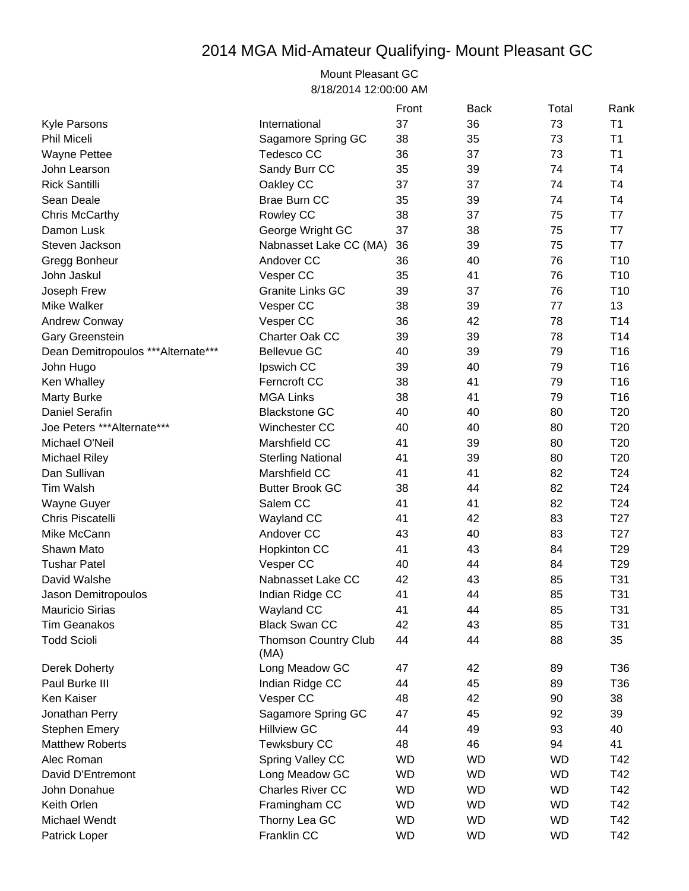# 2014 MGA Mid-Amateur Qualifying- Mount Pleasant GC

Mount Pleasant GC
8/18/2014 12:00:00 AM

| | | Front | Back | Total | Rank |
|---|---|---|---|---|---|
| Kyle Parsons | International | 37 | 36 | 73 | T1 |
| Phil Miceli | Sagamore Spring GC | 38 | 35 | 73 | T1 |
| Wayne Pettee | Tedesco CC | 36 | 37 | 73 | T1 |
| John Learson | Sandy Burr CC | 35 | 39 | 74 | T4 |
| Rick Santilli | Oakley CC | 37 | 37 | 74 | T4 |
| Sean Deale | Brae Burn CC | 35 | 39 | 74 | T4 |
| Chris McCarthy | Rowley CC | 38 | 37 | 75 | T7 |
| Damon Lusk | George Wright GC | 37 | 38 | 75 | T7 |
| Steven Jackson | Nabnasset Lake CC (MA) | 36 | 39 | 75 | T7 |
| Gregg Bonheur | Andover CC | 36 | 40 | 76 | T10 |
| John Jaskul | Vesper CC | 35 | 41 | 76 | T10 |
| Joseph Frew | Granite Links GC | 39 | 37 | 76 | T10 |
| Mike Walker | Vesper CC | 38 | 39 | 77 | 13 |
| Andrew Conway | Vesper CC | 36 | 42 | 78 | T14 |
| Gary Greenstein | Charter Oak CC | 39 | 39 | 78 | T14 |
| Dean Demitropoulos ***Alternate*** | Bellevue GC | 40 | 39 | 79 | T16 |
| John Hugo | Ipswich CC | 39 | 40 | 79 | T16 |
| Ken Whalley | Ferncroft CC | 38 | 41 | 79 | T16 |
| Marty Burke | MGA Links | 38 | 41 | 79 | T16 |
| Daniel Serafin | Blackstone GC | 40 | 40 | 80 | T20 |
| Joe Peters ***Alternate*** | Winchester CC | 40 | 40 | 80 | T20 |
| Michael O'Neil | Marshfield CC | 41 | 39 | 80 | T20 |
| Michael Riley | Sterling National | 41 | 39 | 80 | T20 |
| Dan Sullivan | Marshfield CC | 41 | 41 | 82 | T24 |
| Tim Walsh | Butter Brook GC | 38 | 44 | 82 | T24 |
| Wayne Guyer | Salem CC | 41 | 41 | 82 | T24 |
| Chris Piscatelli | Wayland CC | 41 | 42 | 83 | T27 |
| Mike McCann | Andover CC | 43 | 40 | 83 | T27 |
| Shawn Mato | Hopkinton CC | 41 | 43 | 84 | T29 |
| Tushar Patel | Vesper CC | 40 | 44 | 84 | T29 |
| David Walshe | Nabnasset Lake CC | 42 | 43 | 85 | T31 |
| Jason Demitropoulos | Indian Ridge CC | 41 | 44 | 85 | T31 |
| Mauricio Sirias | Wayland CC | 41 | 44 | 85 | T31 |
| Tim Geanakos | Black Swan CC | 42 | 43 | 85 | T31 |
| Todd Scioli | Thomson Country Club (MA) | 44 | 44 | 88 | 35 |
| Derek Doherty | Long Meadow GC | 47 | 42 | 89 | T36 |
| Paul Burke III | Indian Ridge CC | 44 | 45 | 89 | T36 |
| Ken Kaiser | Vesper CC | 48 | 42 | 90 | 38 |
| Jonathan Perry | Sagamore Spring GC | 47 | 45 | 92 | 39 |
| Stephen Emery | Hillview GC | 44 | 49 | 93 | 40 |
| Matthew Roberts | Tewksbury CC | 48 | 46 | 94 | 41 |
| Alec Roman | Spring Valley CC | WD | WD | WD | T42 |
| David D'Entremont | Long Meadow GC | WD | WD | WD | T42 |
| John Donahue | Charles River CC | WD | WD | WD | T42 |
| Keith Orlen | Framingham CC | WD | WD | WD | T42 |
| Michael Wendt | Thorny Lea GC | WD | WD | WD | T42 |
| Patrick Loper | Franklin CC | WD | WD | WD | T42 |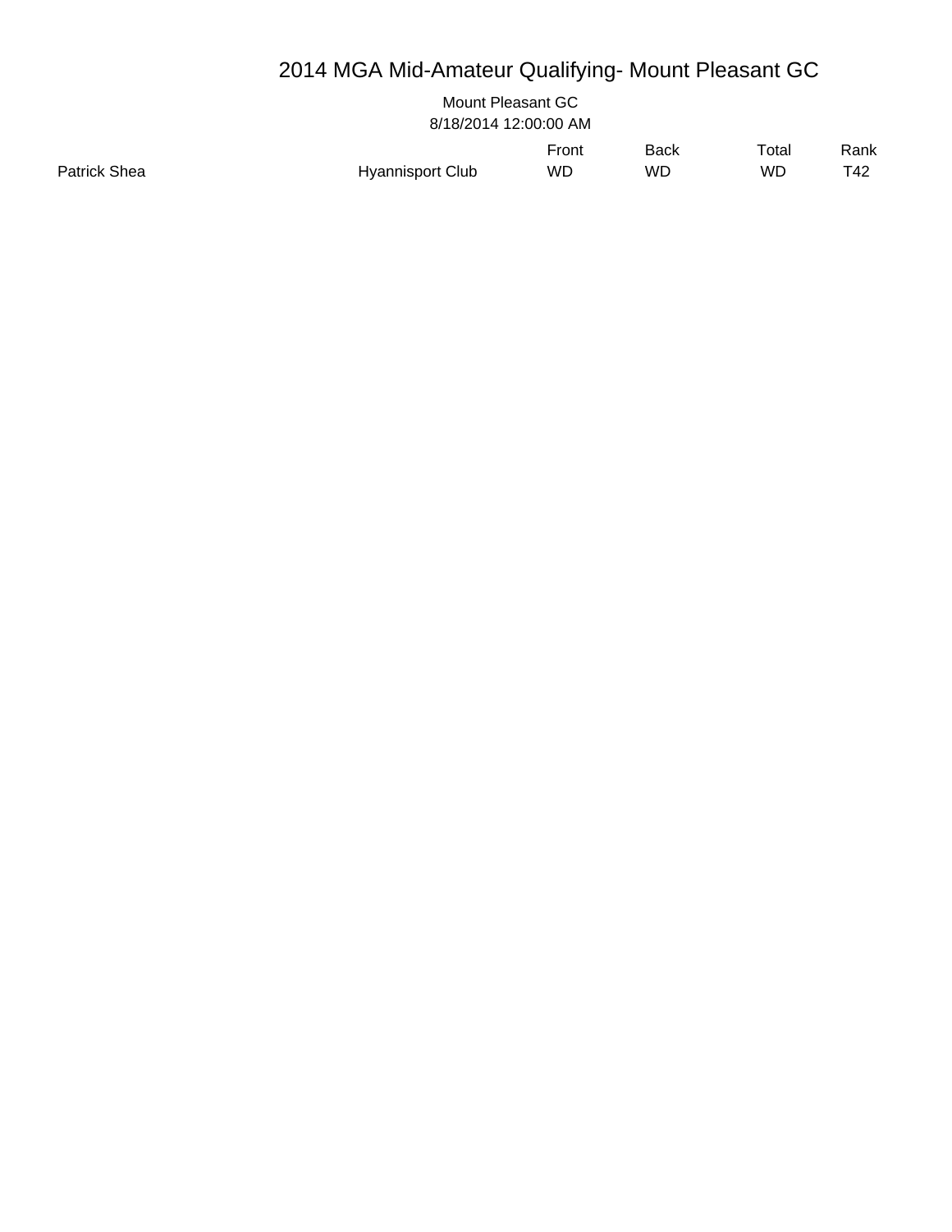# 2014 MGA Mid-Amateur Qualifying- Mount Pleasant GC

Mount Pleasant GC
8/18/2014 12:00:00 AM

| | | Front | Back | Total | Rank |
|---|---|---|---|---|---|
| Patrick Shea | Hyannisport Club | WD | WD | WD | T42 |